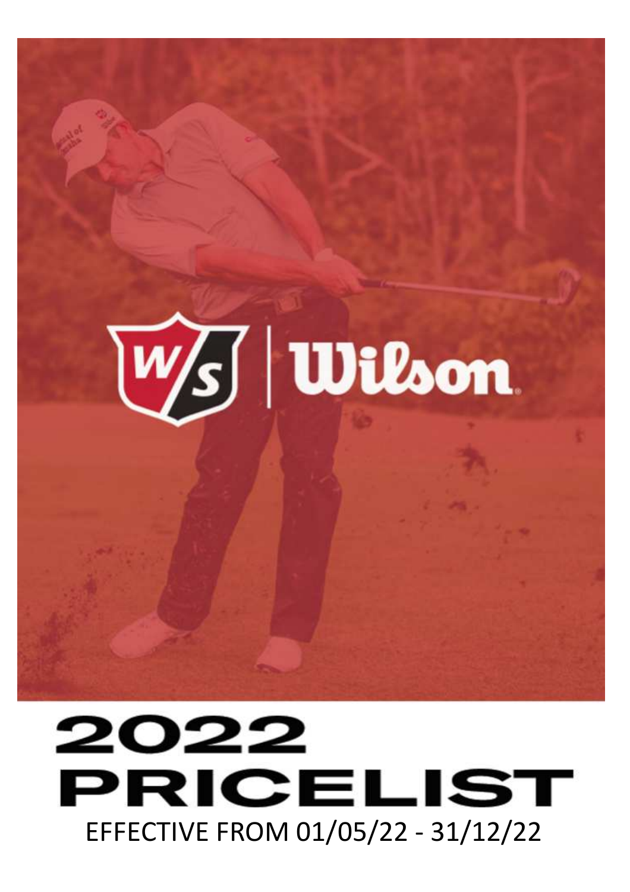Wilson

# 2022 PRICELIST

EFFECTIVE FROM 01/05/22 - 31/12/22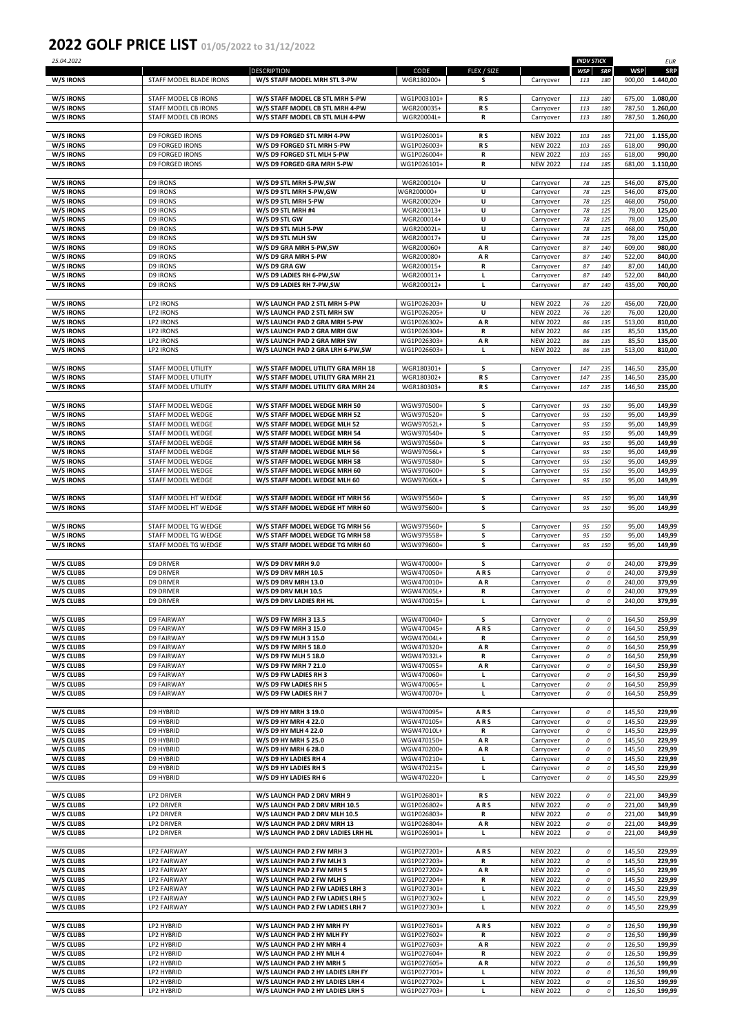# 2022 GOLF PRICE LIST 01/05/2022 to 31/12/2022

25.04.2022

| | | DESCRIPTION | CODE | FLEX / SIZE | | INDV STICK WSP | INDV STICK SRP | EUR WSP | EUR SRP |
|---|---|---|---|---|---|---|---|---|---|
| W/S IRONS | STAFF MODEL BLADE IRONS | W/S STAFF MODEL MRH STL 3-PW | WGR180200+ | S | Carryover | 113 | 180 | 900,00 | 1.440,00 |
| W/S IRONS | STAFF MODEL CB IRONS | W/S STAFF MODEL CB STL MRH 5-PW | WG1P003101+ | R S | Carryover | 113 | 180 | 675,00 | 1.080,00 |
| W/S IRONS | STAFF MODEL CB IRONS | W/S STAFF MODEL CB STL MRH 4-PW | WGR200035+ | R S | Carryover | 113 | 180 | 787,50 | 1.260,00 |
| W/S IRONS | STAFF MODEL CB IRONS | W/S STAFF MODEL CB STL MLH 4-PW | WGR20004L+ | R | Carryover | 113 | 180 | 787,50 | 1.260,00 |
| W/S IRONS | D9 FORGED IRONS | W/S D9 FORGED STL MRH 4-PW | WG1P026001+ | R S | NEW 2022 | 103 | 165 | 721,00 | 1.155,00 |
| W/S IRONS | D9 FORGED IRONS | W/S D9 FORGED STL MRH 5-PW | WG1P026003+ | R S | NEW 2022 | 103 | 165 | 618,00 | 990,00 |
| W/S IRONS | D9 FORGED IRONS | W/S D9 FORGED STL MLH 5-PW | WG1P026004+ | R | NEW 2022 | 103 | 165 | 618,00 | 990,00 |
| W/S IRONS | D9 FORGED IRONS | W/S D9 FORGED GRA MRH 5-PW | WG1P026101+ | R | NEW 2022 | 114 | 185 | 681,00 | 1.110,00 |
| W/S IRONS | D9 IRONS | W/S D9 STL MRH 5-PW,SW | WGR200010+ | U | Carryover | 78 | 125 | 546,00 | 875,00 |
| W/S IRONS | D9 IRONS | W/S D9 STL MRH 5-PW,GW | WGR200000+ | U | Carryover | 78 | 125 | 546,00 | 875,00 |
| W/S IRONS | D9 IRONS | W/S D9 STL MRH 5-PW | WGR200020+ | U | Carryover | 78 | 125 | 468,00 | 750,00 |
| W/S IRONS | D9 IRONS | W/S D9 STL MRH #4 | WGR200013+ | U | Carryover | 78 | 125 | 78,00 | 125,00 |
| W/S IRONS | D9 IRONS | W/S D9 STL GW | WGR200014+ | U | Carryover | 78 | 125 | 78,00 | 125,00 |
| W/S IRONS | D9 IRONS | W/S D9 STL MLH 5-PW | WGR20002L+ | U | Carryover | 78 | 125 | 468,00 | 750,00 |
| W/S IRONS | D9 IRONS | W/S D9 STL MLH SW | WGR200017+ | U | Carryover | 78 | 125 | 78,00 | 125,00 |
| W/S IRONS | D9 IRONS | W/S D9 GRA MRH 5-PW,SW | WGR200060+ | A R | Carryover | 87 | 140 | 609,00 | 980,00 |
| W/S IRONS | D9 IRONS | W/S D9 GRA MRH 5-PW | WGR200080+ | A R | Carryover | 87 | 140 | 522,00 | 840,00 |
| W/S IRONS | D9 IRONS | W/S D9 GRA GW | WGR200015+ | R | Carryover | 87 | 140 | 87,00 | 140,00 |
| W/S IRONS | D9 IRONS | W/S D9 LADIES RH 6-PW,SW | WGR200011+ | L | Carryover | 87 | 140 | 522,00 | 840,00 |
| W/S IRONS | D9 IRONS | W/S D9 LADIES RH 7-PW,SW | WGR200012+ | L | Carryover | 87 | 140 | 435,00 | 700,00 |
| W/S IRONS | LP2 IRONS | W/S LAUNCH PAD 2 STL MRH 5-PW | WG1P026203+ | U | NEW 2022 | 76 | 120 | 456,00 | 720,00 |
| W/S IRONS | LP2 IRONS | W/S LAUNCH PAD 2 STL MRH SW | WG1P026205+ | U | NEW 2022 | 76 | 120 | 76,00 | 120,00 |
| W/S IRONS | LP2 IRONS | W/S LAUNCH PAD 2 GRA MRH 5-PW | WG1P026302+ | A R | NEW 2022 | 86 | 135 | 513,00 | 810,00 |
| W/S IRONS | LP2 IRONS | W/S LAUNCH PAD 2 GRA MRH GW | WG1P026304+ | R | NEW 2022 | 86 | 135 | 85,50 | 135,00 |
| W/S IRONS | LP2 IRONS | W/S LAUNCH PAD 2 GRA MRH SW | WG1P026303+ | A R | NEW 2022 | 86 | 135 | 85,50 | 135,00 |
| W/S IRONS | LP2 IRONS | W/S LAUNCH PAD 2 GRA LRH 6-PW,SW | WG1P026603+ | L | NEW 2022 | 86 | 135 | 513,00 | 810,00 |
| W/S IRONS | STAFF MODEL UTILITY | W/S STAFF MODEL UTILITY GRA MRH 18 | WGR180301+ | S | Carryover | 147 | 235 | 146,50 | 235,00 |
| W/S IRONS | STAFF MODEL UTILITY | W/S STAFF MODEL UTILITY GRA MRH 21 | WGR180302+ | R S | Carryover | 147 | 235 | 146,50 | 235,00 |
| W/S IRONS | STAFF MODEL UTILITY | W/S STAFF MODEL UTILITY GRA MRH 24 | WGR180303+ | R S | Carryover | 147 | 235 | 146,50 | 235,00 |
| W/S IRONS | STAFF MODEL WEDGE | W/S STAFF MODEL WEDGE MRH 50 | WGW970500+ | S | Carryover | 95 | 150 | 95,00 | 149,99 |
| W/S IRONS | STAFF MODEL WEDGE | W/S STAFF MODEL WEDGE MRH 52 | WGW970520+ | S | Carryover | 95 | 150 | 95,00 | 149,99 |
| W/S IRONS | STAFF MODEL WEDGE | W/S STAFF MODEL WEDGE MLH 52 | WGW97052L+ | S | Carryover | 95 | 150 | 95,00 | 149,99 |
| W/S IRONS | STAFF MODEL WEDGE | W/S STAFF MODEL WEDGE MRH 54 | WGW970540+ | S | Carryover | 95 | 150 | 95,00 | 149,99 |
| W/S IRONS | STAFF MODEL WEDGE | W/S STAFF MODEL WEDGE MRH 56 | WGW970560+ | S | Carryover | 95 | 150 | 95,00 | 149,99 |
| W/S IRONS | STAFF MODEL WEDGE | W/S STAFF MODEL WEDGE MLH 56 | WGW97056L+ | S | Carryover | 95 | 150 | 95,00 | 149,99 |
| W/S IRONS | STAFF MODEL WEDGE | W/S STAFF MODEL WEDGE MRH 58 | WGW970580+ | S | Carryover | 95 | 150 | 95,00 | 149,99 |
| W/S IRONS | STAFF MODEL WEDGE | W/S STAFF MODEL WEDGE MRH 60 | WGW970600+ | S | Carryover | 95 | 150 | 95,00 | 149,99 |
| W/S IRONS | STAFF MODEL WEDGE | W/S STAFF MODEL WEDGE MLH 60 | WGW97060L+ | S | Carryover | 95 | 150 | 95,00 | 149,99 |
| W/S IRONS | STAFF MODEL HT WEDGE | W/S STAFF MODEL WEDGE HT MRH 56 | WGW975560+ | S | Carryover | 95 | 150 | 95,00 | 149,99 |
| W/S IRONS | STAFF MODEL HT WEDGE | W/S STAFF MODEL WEDGE HT MRH 60 | WGW975600+ | S | Carryover | 95 | 150 | 95,00 | 149,99 |
| W/S IRONS | STAFF MODEL TG WEDGE | W/S STAFF MODEL WEDGE TG MRH 56 | WGW979560+ | S | Carryover | 95 | 150 | 95,00 | 149,99 |
| W/S IRONS | STAFF MODEL TG WEDGE | W/S STAFF MODEL WEDGE TG MRH 58 | WGW979558+ | S | Carryover | 95 | 150 | 95,00 | 149,99 |
| W/S IRONS | STAFF MODEL TG WEDGE | W/S STAFF MODEL WEDGE TG MRH 60 | WGW979600+ | S | Carryover | 95 | 150 | 95,00 | 149,99 |
| W/S CLUBS | D9 DRIVER | W/S D9 DRV MRH 9.0 | WGW470000+ | S | Carryover | 0 | 0 | 240,00 | 379,99 |
| W/S CLUBS | D9 DRIVER | W/S D9 DRV MRH 10.5 | WGW470050+ | A R S | Carryover | 0 | 0 | 240,00 | 379,99 |
| W/S CLUBS | D9 DRIVER | W/S D9 DRV MRH 13.0 | WGW470010+ | A R | Carryover | 0 | 0 | 240,00 | 379,99 |
| W/S CLUBS | D9 DRIVER | W/S D9 DRV MLH 10.5 | WGW47005L+ | R | Carryover | 0 | 0 | 240,00 | 379,99 |
| W/S CLUBS | D9 DRIVER | W/S D9 DRV LADIES RH HL | WGW470015+ | L | Carryover | 0 | 0 | 240,00 | 379,99 |
| W/S CLUBS | D9 FAIRWAY | W/S D9 FW MRH 3 13.5 | WGW470040+ | S | Carryover | 0 | 0 | 164,50 | 259,99 |
| W/S CLUBS | D9 FAIRWAY | W/S D9 FW MRH 3 15.0 | WGW470045+ | A R S | Carryover | 0 | 0 | 164,50 | 259,99 |
| W/S CLUBS | D9 FAIRWAY | W/S D9 FW MLH 3 15.0 | WGW47004L+ | R | Carryover | 0 | 0 | 164,50 | 259,99 |
| W/S CLUBS | D9 FAIRWAY | W/S D9 FW MRH 5 18.0 | WGW470320+ | A R | Carryover | 0 | 0 | 164,50 | 259,99 |
| W/S CLUBS | D9 FAIRWAY | W/S D9 FW MLH 5 18.0 | WGW47032L+ | R | Carryover | 0 | 0 | 164,50 | 259,99 |
| W/S CLUBS | D9 FAIRWAY | W/S D9 FW MRH 7 21.0 | WGW470055+ | A R | Carryover | 0 | 0 | 164,50 | 259,99 |
| W/S CLUBS | D9 FAIRWAY | W/S D9 FW LADIES RH 3 | WGW470060+ | L | Carryover | 0 | 0 | 164,50 | 259,99 |
| W/S CLUBS | D9 FAIRWAY | W/S D9 FW LADIES RH 5 | WGW470065+ | L | Carryover | 0 | 0 | 164,50 | 259,99 |
| W/S CLUBS | D9 FAIRWAY | W/S D9 FW LADIES RH 7 | WGW470070+ | L | Carryover | 0 | 0 | 164,50 | 259,99 |
| W/S CLUBS | D9 HYBRID | W/S D9 HY MRH 3 19.0 | WGW470095+ | A R S | Carryover | 0 | 0 | 145,50 | 229,99 |
| W/S CLUBS | D9 HYBRID | W/S D9 HY MRH 4 22.0 | WGW470105+ | A R S | Carryover | 0 | 0 | 145,50 | 229,99 |
| W/S CLUBS | D9 HYBRID | W/S D9 HY MLH 4 22.0 | WGW47010L+ | R | Carryover | 0 | 0 | 145,50 | 229,99 |
| W/S CLUBS | D9 HYBRID | W/S D9 HY MRH 5 25.0 | WGW470150+ | A R | Carryover | 0 | 0 | 145,50 | 229,99 |
| W/S CLUBS | D9 HYBRID | W/S D9 HY MRH 6 28.0 | WGW470200+ | A R | Carryover | 0 | 0 | 145,50 | 229,99 |
| W/S CLUBS | D9 HYBRID | W/S D9 HY LADIES RH 4 | WGW470210+ | L | Carryover | 0 | 0 | 145,50 | 229,99 |
| W/S CLUBS | D9 HYBRID | W/S D9 HY LADIES RH 5 | WGW470215+ | L | Carryover | 0 | 0 | 145,50 | 229,99 |
| W/S CLUBS | D9 HYBRID | W/S D9 HY LADIES RH 6 | WGW470220+ | L | Carryover | 0 | 0 | 145,50 | 229,99 |
| W/S CLUBS | LP2 DRIVER | W/S LAUNCH PAD 2 DRV MRH 9 | WG1P026801+ | R S | NEW 2022 | 0 | 0 | 221,00 | 349,99 |
| W/S CLUBS | LP2 DRIVER | W/S LAUNCH PAD 2 DRV MRH 10.5 | WG1P026802+ | A R S | NEW 2022 | 0 | 0 | 221,00 | 349,99 |
| W/S CLUBS | LP2 DRIVER | W/S LAUNCH PAD 2 DRV MLH 10.5 | WG1P026803+ | R | NEW 2022 | 0 | 0 | 221,00 | 349,99 |
| W/S CLUBS | LP2 DRIVER | W/S LAUNCH PAD 2 DRV MRH 13 | WG1P026804+ | A R | NEW 2022 | 0 | 0 | 221,00 | 349,99 |
| W/S CLUBS | LP2 DRIVER | W/S LAUNCH PAD 2 DRV LADIES LRH HL | WG1P026901+ | L | NEW 2022 | 0 | 0 | 221,00 | 349,99 |
| W/S CLUBS | LP2 FAIRWAY | W/S LAUNCH PAD 2 FW MRH 3 | WG1P027201+ | A R S | NEW 2022 | 0 | 0 | 145,50 | 229,99 |
| W/S CLUBS | LP2 FAIRWAY | W/S LAUNCH PAD 2 FW MLH 3 | WG1P027203+ | R | NEW 2022 | 0 | 0 | 145,50 | 229,99 |
| W/S CLUBS | LP2 FAIRWAY | W/S LAUNCH PAD 2 FW MRH 5 | WG1P027202+ | A R | NEW 2022 | 0 | 0 | 145,50 | 229,99 |
| W/S CLUBS | LP2 FAIRWAY | W/S LAUNCH PAD 2 FW MLH 5 | WG1P027204+ | R | NEW 2022 | 0 | 0 | 145,50 | 229,99 |
| W/S CLUBS | LP2 FAIRWAY | W/S LAUNCH PAD 2 FW LADIES LRH 3 | WG1P027301+ | L | NEW 2022 | 0 | 0 | 145,50 | 229,99 |
| W/S CLUBS | LP2 FAIRWAY | W/S LAUNCH PAD 2 FW LADIES LRH 5 | WG1P027302+ | L | NEW 2022 | 0 | 0 | 145,50 | 229,99 |
| W/S CLUBS | LP2 FAIRWAY | W/S LAUNCH PAD 2 FW LADIES LRH 7 | WG1P027303+ | L | NEW 2022 | 0 | 0 | 145,50 | 229,99 |
| W/S CLUBS | LP2 HYBRID | W/S LAUNCH PAD 2 HY MRH FY | WG1P027601+ | A R S | NEW 2022 | 0 | 0 | 126,50 | 199,99 |
| W/S CLUBS | LP2 HYBRID | W/S LAUNCH PAD 2 HY MLH FY | WG1P027602+ | R | NEW 2022 | 0 | 0 | 126,50 | 199,99 |
| W/S CLUBS | LP2 HYBRID | W/S LAUNCH PAD 2 HY MRH 4 | WG1P027603+ | A R | NEW 2022 | 0 | 0 | 126,50 | 199,99 |
| W/S CLUBS | LP2 HYBRID | W/S LAUNCH PAD 2 HY MLH 4 | WG1P027604+ | R | NEW 2022 | 0 | 0 | 126,50 | 199,99 |
| W/S CLUBS | LP2 HYBRID | W/S LAUNCH PAD 2 HY MRH 5 | WG1P027605+ | A R | NEW 2022 | 0 | 0 | 126,50 | 199,99 |
| W/S CLUBS | LP2 HYBRID | W/S LAUNCH PAD 2 HY LADIES LRH FY | WG1P027701+ | L | NEW 2022 | 0 | 0 | 126,50 | 199,99 |
| W/S CLUBS | LP2 HYBRID | W/S LAUNCH PAD 2 HY LADIES LRH 4 | WG1P027702+ | L | NEW 2022 | 0 | 0 | 126,50 | 199,99 |
| W/S CLUBS | LP2 HYBRID | W/S LAUNCH PAD 2 HY LADIES LRH 5 | WG1P027703+ | L | NEW 2022 | 0 | 0 | 126,50 | 199,99 |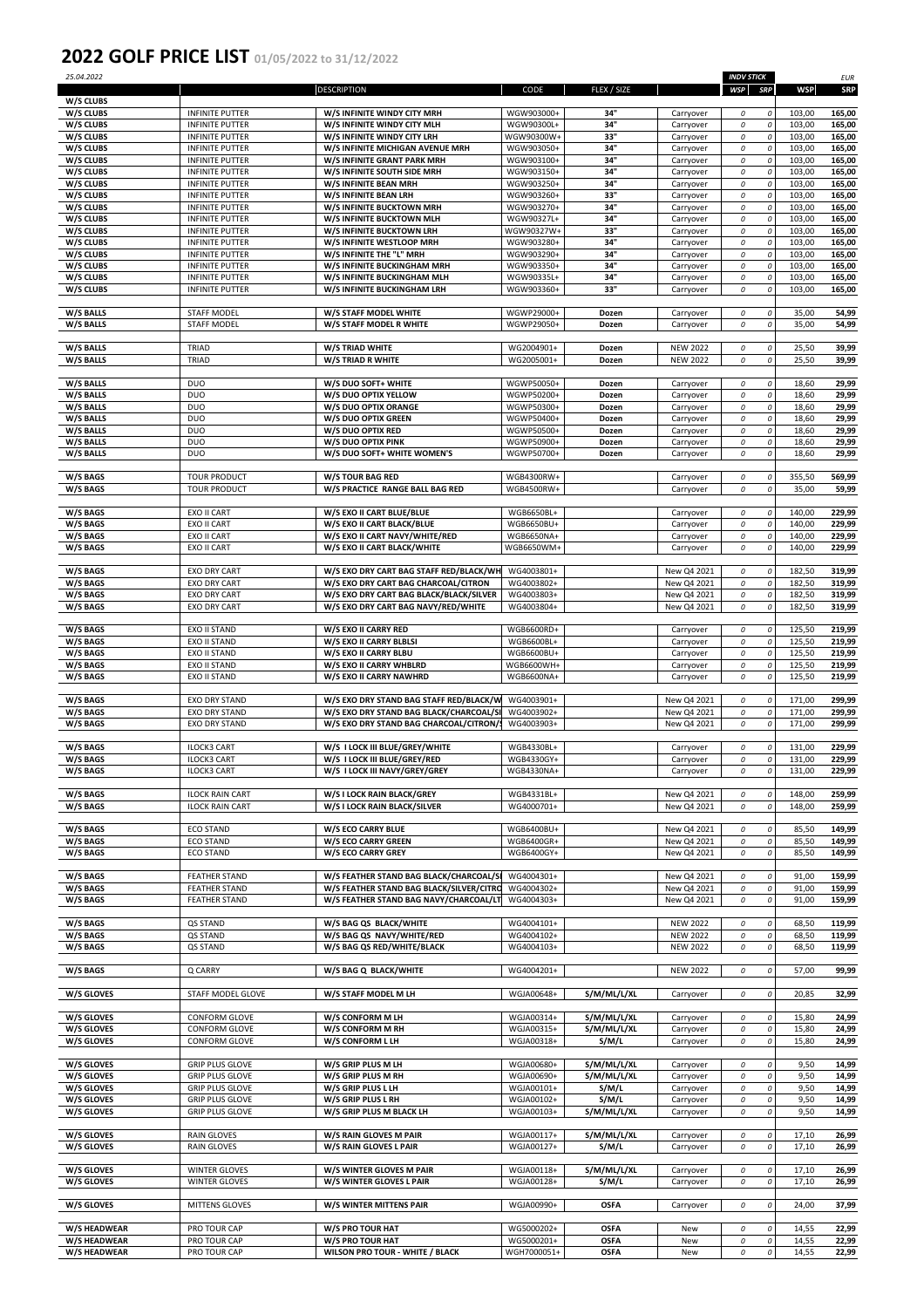# 2022 GOLF PRICE LIST 01/05/2022 to 31/12/2022

25.04.2022

| | | DESCRIPTION | CODE | FLEX / SIZE | | INDV STICK WSP | INDV STICK SRP | WSP | SRP |
|---|---|---|---|---|---|---|---|---|---|
| | | | | | | | | EUR | |
| W/S CLUBS | | | | | | | | | |
| W/S CLUBS | INFINITE PUTTER | W/S INFINITE WINDY CITY MRH | WGW903000+ | 34" | Carryover | 0 | 0 | 103,00 | 165,00 |
| W/S CLUBS | INFINITE PUTTER | W/S INFINITE WINDY CITY MLH | WGW90300L+ | 34" | Carryover | 0 | 0 | 103,00 | 165,00 |
| W/S CLUBS | INFINITE PUTTER | W/S INFINITE WINDY CITY LRH | WGW90300W+ | 33" | Carryover | 0 | 0 | 103,00 | 165,00 |
| W/S CLUBS | INFINITE PUTTER | W/S INFINITE MICHIGAN AVENUE MRH | WGW903050+ | 34" | Carryover | 0 | 0 | 103,00 | 165,00 |
| W/S CLUBS | INFINITE PUTTER | W/S INFINITE GRANT PARK MRH | WGW903100+ | 34" | Carryover | 0 | 0 | 103,00 | 165,00 |
| W/S CLUBS | INFINITE PUTTER | W/S INFINITE SOUTH SIDE MRH | WGW903150+ | 34" | Carryover | 0 | 0 | 103,00 | 165,00 |
| W/S CLUBS | INFINITE PUTTER | W/S INFINITE BEAN MRH | WGW903250+ | 34" | Carryover | 0 | 0 | 103,00 | 165,00 |
| W/S CLUBS | INFINITE PUTTER | W/S INFINITE BEAN LRH | WGW903260+ | 33" | Carryover | 0 | 0 | 103,00 | 165,00 |
| W/S CLUBS | INFINITE PUTTER | W/S INFINITE BUCKTOWN MRH | WGW903270+ | 34" | Carryover | 0 | 0 | 103,00 | 165,00 |
| W/S CLUBS | INFINITE PUTTER | W/S INFINITE BUCKTOWN MLH | WGW90327L+ | 34" | Carryover | 0 | 0 | 103,00 | 165,00 |
| W/S CLUBS | INFINITE PUTTER | W/S INFINITE BUCKTOWN LRH | WGW90327W+ | 33" | Carryover | 0 | 0 | 103,00 | 165,00 |
| W/S CLUBS | INFINITE PUTTER | W/S INFINITE WESTLOOP MRH | WGW903280+ | 34" | Carryover | 0 | 0 | 103,00 | 165,00 |
| W/S CLUBS | INFINITE PUTTER | W/S INFINITE THE "L" MRH | WGW903290+ | 34" | Carryover | 0 | 0 | 103,00 | 165,00 |
| W/S CLUBS | INFINITE PUTTER | W/S INFINITE BUCKINGHAM MRH | WGW903350+ | 34" | Carryover | 0 | 0 | 103,00 | 165,00 |
| W/S CLUBS | INFINITE PUTTER | W/S INFINITE BUCKINGHAM MLH | WGW90335L+ | 34" | Carryover | 0 | 0 | 103,00 | 165,00 |
| W/S CLUBS | INFINITE PUTTER | W/S INFINITE BUCKINGHAM LRH | WGW903360+ | 33" | Carryover | 0 | 0 | 103,00 | 165,00 |
| | | | | | | | | | |
| W/S BALLS | STAFF MODEL | W/S STAFF MODEL WHITE | WGWP29000+ | Dozen | Carryover | 0 | 0 | 35,00 | 54,99 |
| W/S BALLS | STAFF MODEL | W/S STAFF MODEL R WHITE | WGWP29050+ | Dozen | Carryover | 0 | 0 | 35,00 | 54,99 |
| | | | | | | | | | |
| W/S BALLS | TRIAD | W/S TRIAD WHITE | WG2004901+ | Dozen | NEW 2022 | 0 | 0 | 25,50 | 39,99 |
| W/S BALLS | TRIAD | W/S TRIAD R WHITE | WG2005001+ | Dozen | NEW 2022 | 0 | 0 | 25,50 | 39,99 |
| | | | | | | | | | |
| W/S BALLS | DUO | W/S DUO SOFT+ WHITE | WGWP50050+ | Dozen | Carryover | 0 | 0 | 18,60 | 29,99 |
| W/S BALLS | DUO | W/S DUO OPTIX YELLOW | WGWP50200+ | Dozen | Carryover | 0 | 0 | 18,60 | 29,99 |
| W/S BALLS | DUO | W/S DUO OPTIX ORANGE | WGWP50300+ | Dozen | Carryover | 0 | 0 | 18,60 | 29,99 |
| W/S BALLS | DUO | W/S DUO OPTIX GREEN | WGWP50400+ | Dozen | Carryover | 0 | 0 | 18,60 | 29,99 |
| W/S BALLS | DUO | W/S DUO OPTIX RED | WGWP50500+ | Dozen | Carryover | 0 | 0 | 18,60 | 29,99 |
| W/S BALLS | DUO | W/S DUO OPTIX PINK | WGWP50900+ | Dozen | Carryover | 0 | 0 | 18,60 | 29,99 |
| W/S BALLS | DUO | W/S DUO SOFT+ WHITE WOMEN'S | WGWP50700+ | Dozen | Carryover | 0 | 0 | 18,60 | 29,99 |
| | | | | | | | | | |
| W/S BAGS | TOUR PRODUCT | W/S TOUR BAG RED | WGB4300RW+ | | Carryover | 0 | 0 | 355,50 | 569,99 |
| W/S BAGS | TOUR PRODUCT | W/S PRACTICE RANGE BALL BAG RED | WGB4500RW+ | | Carryover | 0 | 0 | 35,00 | 59,99 |
| | | | | | | | | | |
| W/S BAGS | EXO II CART | W/S EXO II CART BLUE/BLUE | WGB6650BL+ | | Carryover | 0 | 0 | 140,00 | 229,99 |
| W/S BAGS | EXO II CART | W/S EXO II CART BLACK/BLUE | WGB6650BU+ | | Carryover | 0 | 0 | 140,00 | 229,99 |
| W/S BAGS | EXO II CART | W/S EXO II CART NAVY/WHITE/RED | WGB6650NA+ | | Carryover | 0 | 0 | 140,00 | 229,99 |
| W/S BAGS | EXO II CART | W/S EXO II CART BLACK/WHITE | WGB6650WM+ | | Carryover | 0 | 0 | 140,00 | 229,99 |
| | | | | | | | | | |
| W/S BAGS | EXO DRY CART | W/S EXO DRY CART BAG STAFF RED/BLACK/WH | WG4003801+ | | New Q4 2021 | 0 | 0 | 182,50 | 319,99 |
| W/S BAGS | EXO DRY CART | W/S EXO DRY CART BAG CHARCOAL/CITRON | WG4003802+ | | New Q4 2021 | 0 | 0 | 182,50 | 319,99 |
| W/S BAGS | EXO DRY CART | W/S EXO DRY CART BAG BLACK/BLACK/SILVER | WG4003803+ | | New Q4 2021 | 0 | 0 | 182,50 | 319,99 |
| W/S BAGS | EXO DRY CART | W/S EXO DRY CART BAG NAVY/RED/WHITE | WG4003804+ | | New Q4 2021 | 0 | 0 | 182,50 | 319,99 |
| | | | | | | | | | |
| W/S BAGS | EXO II STAND | W/S EXO II CARRY RED | WGB6600RD+ | | Carryover | 0 | 0 | 125,50 | 219,99 |
| W/S BAGS | EXO II STAND | W/S EXO II CARRY BLBLSI | WGB6600BL+ | | Carryover | 0 | 0 | 125,50 | 219,99 |
| W/S BAGS | EXO II STAND | W/S EXO II CARRY BLBU | WGB6600BU+ | | Carryover | 0 | 0 | 125,50 | 219,99 |
| W/S BAGS | EXO II STAND | W/S EXO II CARRY WHBLRD | WGB6600WH+ | | Carryover | 0 | 0 | 125,50 | 219,99 |
| W/S BAGS | EXO II STAND | W/S EXO II CARRY NAWHRD | WGB6600NA+ | | Carryover | 0 | 0 | 125,50 | 219,99 |
| | | | | | | | | | |
| W/S BAGS | EXO DRY STAND | W/S EXO DRY STAND BAG STAFF RED/BLACK/W | WG4003901+ | | New Q4 2021 | 0 | 0 | 171,00 | 299,99 |
| W/S BAGS | EXO DRY STAND | W/S EXO DRY STAND BAG BLACK/CHARCOAL/SI | WG4003902+ | | New Q4 2021 | 0 | 0 | 171,00 | 299,99 |
| W/S BAGS | EXO DRY STAND | W/S EXO DRY STAND BAG CHARCOAL/CITRON/ | WG4003903+ | | New Q4 2021 | 0 | 0 | 171,00 | 299,99 |
| | | | | | | | | | |
| W/S BAGS | ILOCK3 CART | W/S I LOCK III BLUE/GREY/WHITE | WGB4330BL+ | | Carryover | 0 | 0 | 131,00 | 229,99 |
| W/S BAGS | ILOCK3 CART | W/S I LOCK III BLUE/GREY/RED | WGB4330GY+ | | Carryover | 0 | 0 | 131,00 | 229,99 |
| W/S BAGS | ILOCK3 CART | W/S I LOCK III NAVY/GREY/GREY | WGB4330NA+ | | Carryover | 0 | 0 | 131,00 | 229,99 |
| | | | | | | | | | |
| W/S BAGS | ILOCK RAIN CART | W/S I LOCK RAIN BLACK/GREY | WGB4331BL+ | | New Q4 2021 | 0 | 0 | 148,00 | 259,99 |
| W/S BAGS | ILOCK RAIN CART | W/S I LOCK RAIN BLACK/SILVER | WG4000701+ | | New Q4 2021 | 0 | 0 | 148,00 | 259,99 |
| | | | | | | | | | |
| W/S BAGS | ECO STAND | W/S ECO CARRY BLUE | WGB6400BU+ | | New Q4 2021 | 0 | 0 | 85,50 | 149,99 |
| W/S BAGS | ECO STAND | W/S ECO CARRY GREEN | WGB6400GR+ | | New Q4 2021 | 0 | 0 | 85,50 | 149,99 |
| W/S BAGS | ECO STAND | W/S ECO CARRY GREY | WGB6400GY+ | | New Q4 2021 | 0 | 0 | 85,50 | 149,99 |
| | | | | | | | | | |
| W/S BAGS | FEATHER STAND | W/S FEATHER STAND BAG BLACK/CHARCOAL/SI | WG4004301+ | | New Q4 2021 | 0 | 0 | 91,00 | 159,99 |
| W/S BAGS | FEATHER STAND | W/S FEATHER STAND BAG BLACK/SILVER/CITRO | WG4004302+ | | New Q4 2021 | 0 | 0 | 91,00 | 159,99 |
| W/S BAGS | FEATHER STAND | W/S FEATHER STAND BAG NAVY/CHARCOAL/LT | WG4004303+ | | New Q4 2021 | 0 | 0 | 91,00 | 159,99 |
| | | | | | | | | | |
| W/S BAGS | QS STAND | W/S BAG QS BLACK/WHITE | WG4004101+ | | NEW 2022 | 0 | 0 | 68,50 | 119,99 |
| W/S BAGS | QS STAND | W/S BAG QS NAVY/WHITE/RED | WG4004102+ | | NEW 2022 | 0 | 0 | 68,50 | 119,99 |
| W/S BAGS | QS STAND | W/S BAG QS RED/WHITE/BLACK | WG4004103+ | | NEW 2022 | 0 | 0 | 68,50 | 119,99 |
| | | | | | | | | | |
| W/S BAGS | Q CARRY | W/S BAG Q BLACK/WHITE | WG4004201+ | | NEW 2022 | 0 | 0 | 57,00 | 99,99 |
| | | | | | | | | | |
| W/S GLOVES | STAFF MODEL GLOVE | W/S STAFF MODEL M LH | WGJA00648+ | S/M/ML/L/XL | Carryover | 0 | 0 | 20,85 | 32,99 |
| | | | | | | | | | |
| W/S GLOVES | CONFORM GLOVE | W/S CONFORM M LH | WGJA00314+ | S/M/ML/L/XL | Carryover | 0 | 0 | 15,80 | 24,99 |
| W/S GLOVES | CONFORM GLOVE | W/S CONFORM M RH | WGJA00315+ | S/M/ML/L/XL | Carryover | 0 | 0 | 15,80 | 24,99 |
| W/S GLOVES | CONFORM GLOVE | W/S CONFORM L LH | WGJA00318+ | S/M/L | Carryover | 0 | 0 | 15,80 | 24,99 |
| | | | | | | | | | |
| W/S GLOVES | GRIP PLUS GLOVE | W/S GRIP PLUS M LH | WGJA00680+ | S/M/ML/L/XL | Carryover | 0 | 0 | 9,50 | 14,99 |
| W/S GLOVES | GRIP PLUS GLOVE | W/S GRIP PLUS M RH | WGJA00690+ | S/M/ML/L/XL | Carryover | 0 | 0 | 9,50 | 14,99 |
| W/S GLOVES | GRIP PLUS GLOVE | W/S GRIP PLUS L LH | WGJA00101+ | S/M/L | Carryover | 0 | 0 | 9,50 | 14,99 |
| W/S GLOVES | GRIP PLUS GLOVE | W/S GRIP PLUS L RH | WGJA00102+ | S/M/L | Carryover | 0 | 0 | 9,50 | 14,99 |
| W/S GLOVES | GRIP PLUS GLOVE | W/S GRIP PLUS M BLACK LH | WGJA00103+ | S/M/ML/L/XL | Carryover | 0 | 0 | 9,50 | 14,99 |
| | | | | | | | | | |
| W/S GLOVES | RAIN GLOVES | W/S RAIN GLOVES M PAIR | WGJA00117+ | S/M/ML/L/XL | Carryover | 0 | 0 | 17,10 | 26,99 |
| W/S GLOVES | RAIN GLOVES | W/S RAIN GLOVES L PAIR | WGJA00127+ | S/M/L | Carryover | 0 | 0 | 17,10 | 26,99 |
| | | | | | | | | | |
| W/S GLOVES | WINTER GLOVES | W/S WINTER GLOVES M PAIR | WGJA00118+ | S/M/ML/L/XL | Carryover | 0 | 0 | 17,10 | 26,99 |
| W/S GLOVES | WINTER GLOVES | W/S WINTER GLOVES L PAIR | WGJA00128+ | S/M/L | Carryover | 0 | 0 | 17,10 | 26,99 |
| | | | | | | | | | |
| W/S GLOVES | MITTENS GLOVES | W/S WINTER MITTENS PAIR | WGJA00990+ | OSFA | Carryover | 0 | 0 | 24,00 | 37,99 |
| | | | | | | | | | |
| W/S HEADWEAR | PRO TOUR CAP | W/S PRO TOUR HAT | WG5000202+ | OSFA | New | 0 | 0 | 14,55 | 22,99 |
| W/S HEADWEAR | PRO TOUR CAP | W/S PRO TOUR HAT | WG5000201+ | OSFA | New | 0 | 0 | 14,55 | 22,99 |
| W/S HEADWEAR | PRO TOUR CAP | WILSON PRO TOUR - WHITE / BLACK | WGH7000051+ | OSFA | New | 0 | 0 | 14,55 | 22,99 |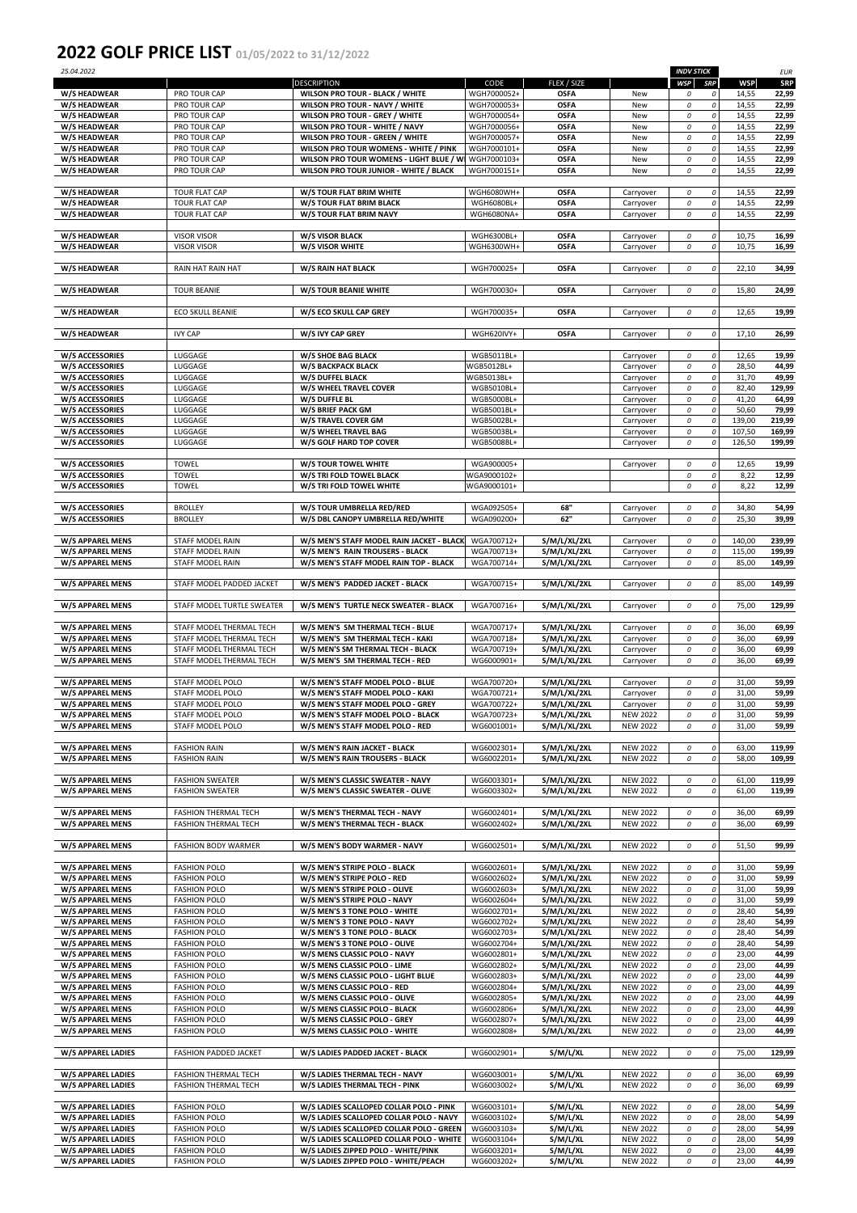# 2022 GOLF PRICE LIST 01/05/2022 to 31/12/2022

25.04.2022

| | | DESCRIPTION | CODE | FLEX / SIZE | | INDV STICK WSP | INDV STICK SRP | WSP | EUR SRP |
|---|---|---|---|---|---|---|---|---|---|
| W/S HEADWEAR | PRO TOUR CAP | WILSON PRO TOUR - BLACK / WHITE | WGH7000052+ | OSFA | New | 0 | 0 | 14,55 | 22,99 |
| W/S HEADWEAR | PRO TOUR CAP | WILSON PRO TOUR - NAVY / WHITE | WGH7000053+ | OSFA | New | 0 | 0 | 14,55 | 22,99 |
| W/S HEADWEAR | PRO TOUR CAP | WILSON PRO TOUR - GREY / WHITE | WGH7000054+ | OSFA | New | 0 | 0 | 14,55 | 22,99 |
| W/S HEADWEAR | PRO TOUR CAP | WILSON PRO TOUR - WHITE / NAVY | WGH7000056+ | OSFA | New | 0 | 0 | 14,55 | 22,99 |
| W/S HEADWEAR | PRO TOUR CAP | WILSON PRO TOUR - GREEN / WHITE | WGH7000057+ | OSFA | New | 0 | 0 | 14,55 | 22,99 |
| W/S HEADWEAR | PRO TOUR CAP | WILSON PRO TOUR WOMENS - WHITE / PINK | WGH7000101+ | OSFA | New | 0 | 0 | 14,55 | 22,99 |
| W/S HEADWEAR | PRO TOUR CAP | WILSON PRO TOUR WOMENS - LIGHT BLUE / W | WGH7000103+ | OSFA | New | 0 | 0 | 14,55 | 22,99 |
| W/S HEADWEAR | PRO TOUR CAP | WILSON PRO TOUR JUNIOR - WHITE / BLACK | WGH7000151+ | OSFA | New | 0 | 0 | 14,55 | 22,99 |
| W/S HEADWEAR | TOUR FLAT CAP | W/S TOUR FLAT BRIM WHITE | WGH6080WH+ | OSFA | Carryover | 0 | 0 | 14,55 | 22,99 |
| W/S HEADWEAR | TOUR FLAT CAP | W/S TOUR FLAT BRIM BLACK | WGH6080BL+ | OSFA | Carryover | 0 | 0 | 14,55 | 22,99 |
| W/S HEADWEAR | TOUR FLAT CAP | W/S TOUR FLAT BRIM NAVY | WGH6080NA+ | OSFA | Carryover | 0 | 0 | 14,55 | 22,99 |
| W/S HEADWEAR | VISOR VISOR | W/S VISOR BLACK | WGH6300BL+ | OSFA | Carryover | 0 | 0 | 10,75 | 16,99 |
| W/S HEADWEAR | VISOR VISOR | W/S VISOR WHITE | WGH6300WH+ | OSFA | Carryover | 0 | 0 | 10,75 | 16,99 |
| W/S HEADWEAR | RAIN HAT RAIN HAT | W/S RAIN HAT BLACK | WGH700025+ | OSFA | Carryover | 0 | 0 | 22,10 | 34,99 |
| W/S HEADWEAR | TOUR BEANIE | W/S TOUR BEANIE WHITE | WGH700030+ | OSFA | Carryover | 0 | 0 | 15,80 | 24,99 |
| W/S HEADWEAR | ECO SKULL BEANIE | W/S ECO SKULL CAP GREY | WGH700035+ | OSFA | Carryover | 0 | 0 | 12,65 | 19,99 |
| W/S HEADWEAR | IVY CAP | W/S IVY CAP GREY | WGH620IVY+ | OSFA | Carryover | 0 | 0 | 17,10 | 26,99 |
| W/S ACCESSORIES | LUGGAGE | W/S SHOE BAG BLACK | WGB5011BL+ | | Carryover | 0 | 0 | 12,65 | 19,99 |
| W/S ACCESSORIES | LUGGAGE | W/S BACKPACK BLACK | WGB5012BL+ | | Carryover | 0 | 0 | 28,50 | 44,99 |
| W/S ACCESSORIES | LUGGAGE | W/S DUFFEL BLACK | WGB5013BL+ | | Carryover | 0 | 0 | 31,70 | 49,99 |
| W/S ACCESSORIES | LUGGAGE | W/S WHEEL TRAVEL COVER | WGB5010BL+ | | Carryover | 0 | 0 | 82,40 | 129,99 |
| W/S ACCESSORIES | LUGGAGE | W/S DUFFLE BL | WGB5000BL+ | | Carryover | 0 | 0 | 41,20 | 64,99 |
| W/S ACCESSORIES | LUGGAGE | W/S BRIEF PACK GM | WGB5001BL+ | | Carryover | 0 | 0 | 50,60 | 79,99 |
| W/S ACCESSORIES | LUGGAGE | W/S TRAVEL COVER GM | WGB5002BL+ | | Carryover | 0 | 0 | 139,00 | 219,99 |
| W/S ACCESSORIES | LUGGAGE | W/S WHEEL TRAVEL BAG | WGB5003BL+ | | Carryover | 0 | 0 | 107,50 | 169,99 |
| W/S ACCESSORIES | LUGGAGE | W/S GOLF HARD TOP COVER | WGB5008BL+ | | Carryover | 0 | 0 | 126,50 | 199,99 |
| W/S ACCESSORIES | TOWEL | W/S TOUR TOWEL WHITE | WGA900005+ | | Carryover | 0 | 0 | 12,65 | 19,99 |
| W/S ACCESSORIES | TOWEL | W/S TRI FOLD TOWEL BLACK | WGA9000102+ | | | 0 | 0 | 8,22 | 12,99 |
| W/S ACCESSORIES | TOWEL | W/S TRI FOLD TOWEL WHITE | WGA9000101+ | | | 0 | 0 | 8,22 | 12,99 |
| W/S ACCESSORIES | BROLLEY | W/S TOUR UMBRELLA RED/RED | WGA092505+ | 68" | Carryover | 0 | 0 | 34,80 | 54,99 |
| W/S ACCESSORIES | BROLLEY | W/S DBL CANOPY UMBRELLA RED/WHITE | WGA090200+ | 62" | Carryover | 0 | 0 | 25,30 | 39,99 |
| W/S APPAREL MENS | STAFF MODEL RAIN | W/S MEN'S STAFF MODEL RAIN JACKET - BLACK | WGA700712+ | S/M/L/XL/2XL | Carryover | 0 | 0 | 140,00 | 239,99 |
| W/S APPAREL MENS | STAFF MODEL RAIN | W/S MEN'S RAIN TROUSERS - BLACK | WGA700713+ | S/M/L/XL/2XL | Carryover | 0 | 0 | 115,00 | 199,99 |
| W/S APPAREL MENS | STAFF MODEL RAIN | W/S MEN'S STAFF MODEL RAIN TOP - BLACK | WGA700714+ | S/M/L/XL/2XL | Carryover | 0 | 0 | 85,00 | 149,99 |
| W/S APPAREL MENS | STAFF MODEL PADDED JACKET | W/S MEN'S PADDED JACKET - BLACK | WGA700715+ | S/M/L/XL/2XL | Carryover | 0 | 0 | 85,00 | 149,99 |
| W/S APPAREL MENS | STAFF MODEL TURTLE SWEATER | W/S MEN'S TURTLE NECK SWEATER - BLACK | WGA700716+ | S/M/L/XL/2XL | Carryover | 0 | 0 | 75,00 | 129,99 |
| W/S APPAREL MENS | STAFF MODEL THERMAL TECH | W/S MEN'S SM THERMAL TECH - BLUE | WGA700717+ | S/M/L/XL/2XL | Carryover | 0 | 0 | 36,00 | 69,99 |
| W/S APPAREL MENS | STAFF MODEL THERMAL TECH | W/S MEN'S SM THERMAL TECH - KAKI | WGA700718+ | S/M/L/XL/2XL | Carryover | 0 | 0 | 36,00 | 69,99 |
| W/S APPAREL MENS | STAFF MODEL THERMAL TECH | W/S MEN'S SM THERMAL TECH - BLACK | WGA700719+ | S/M/L/XL/2XL | Carryover | 0 | 0 | 36,00 | 69,99 |
| W/S APPAREL MENS | STAFF MODEL THERMAL TECH | W/S MEN'S SM THERMAL TECH - RED | WG6000901+ | S/M/L/XL/2XL | Carryover | 0 | 0 | 36,00 | 69,99 |
| W/S APPAREL MENS | STAFF MODEL POLO | W/S MEN'S STAFF MODEL POLO - BLUE | WGA700720+ | S/M/L/XL/2XL | Carryover | 0 | 0 | 31,00 | 59,99 |
| W/S APPAREL MENS | STAFF MODEL POLO | W/S MEN'S STAFF MODEL POLO - KAKI | WGA700721+ | S/M/L/XL/2XL | Carryover | 0 | 0 | 31,00 | 59,99 |
| W/S APPAREL MENS | STAFF MODEL POLO | W/S MEN'S STAFF MODEL POLO - GREY | WGA700722+ | S/M/L/XL/2XL | Carryover | 0 | 0 | 31,00 | 59,99 |
| W/S APPAREL MENS | STAFF MODEL POLO | W/S MEN'S STAFF MODEL POLO - BLACK | WGA700723+ | S/M/L/XL/2XL | NEW 2022 | 0 | 0 | 31,00 | 59,99 |
| W/S APPAREL MENS | STAFF MODEL POLO | W/S MEN'S STAFF MODEL POLO - RED | WG6001001+ | S/M/L/XL/2XL | NEW 2022 | 0 | 0 | 31,00 | 59,99 |
| W/S APPAREL MENS | FASHION RAIN | W/S MEN'S RAIN JACKET - BLACK | WG6002301+ | S/M/L/XL/2XL | NEW 2022 | 0 | 0 | 63,00 | 119,99 |
| W/S APPAREL MENS | FASHION RAIN | W/S MEN'S RAIN TROUSERS - BLACK | WG6002201+ | S/M/L/XL/2XL | NEW 2022 | 0 | 0 | 58,00 | 109,99 |
| W/S APPAREL MENS | FASHION SWEATER | W/S MEN'S CLASSIC SWEATER - NAVY | WG6003301+ | S/M/L/XL/2XL | NEW 2022 | 0 | 0 | 61,00 | 119,99 |
| W/S APPAREL MENS | FASHION SWEATER | W/S MEN'S CLASSIC SWEATER - OLIVE | WG6003302+ | S/M/L/XL/2XL | NEW 2022 | 0 | 0 | 61,00 | 119,99 |
| W/S APPAREL MENS | FASHION THERMAL TECH | W/S MEN'S THERMAL TECH - NAVY | WG6002401+ | S/M/L/XL/2XL | NEW 2022 | 0 | 0 | 36,00 | 69,99 |
| W/S APPAREL MENS | FASHION THERMAL TECH | W/S MEN'S THERMAL TECH - BLACK | WG6002402+ | S/M/L/XL/2XL | NEW 2022 | 0 | 0 | 36,00 | 69,99 |
| W/S APPAREL MENS | FASHION BODY WARMER | W/S MEN'S BODY WARMER - NAVY | WG6002501+ | S/M/L/XL/2XL | NEW 2022 | 0 | 0 | 51,50 | 99,99 |
| W/S APPAREL MENS | FASHION POLO | W/S MEN'S STRIPE POLO - BLACK | WG6002601+ | S/M/L/XL/2XL | NEW 2022 | 0 | 0 | 31,00 | 59,99 |
| W/S APPAREL MENS | FASHION POLO | W/S MEN'S STRIPE POLO - RED | WG6002602+ | S/M/L/XL/2XL | NEW 2022 | 0 | 0 | 31,00 | 59,99 |
| W/S APPAREL MENS | FASHION POLO | W/S MEN'S STRIPE POLO - OLIVE | WG6002603+ | S/M/L/XL/2XL | NEW 2022 | 0 | 0 | 31,00 | 59,99 |
| W/S APPAREL MENS | FASHION POLO | W/S MEN'S STRIPE POLO - NAVY | WG6002604+ | S/M/L/XL/2XL | NEW 2022 | 0 | 0 | 31,00 | 59,99 |
| W/S APPAREL MENS | FASHION POLO | W/S MEN'S 3 TONE POLO - WHITE | WG6002701+ | S/M/L/XL/2XL | NEW 2022 | 0 | 0 | 28,40 | 54,99 |
| W/S APPAREL MENS | FASHION POLO | W/S MEN'S 3 TONE POLO - NAVY | WG6002702+ | S/M/L/XL/2XL | NEW 2022 | 0 | 0 | 28,40 | 54,99 |
| W/S APPAREL MENS | FASHION POLO | W/S MEN'S 3 TONE POLO - BLACK | WG6002703+ | S/M/L/XL/2XL | NEW 2022 | 0 | 0 | 28,40 | 54,99 |
| W/S APPAREL MENS | FASHION POLO | W/S MEN'S 3 TONE POLO - OLIVE | WG6002704+ | S/M/L/XL/2XL | NEW 2022 | 0 | 0 | 28,40 | 54,99 |
| W/S APPAREL MENS | FASHION POLO | W/S MENS CLASSIC POLO - NAVY | WG6002801+ | S/M/L/XL/2XL | NEW 2022 | 0 | 0 | 23,00 | 44,99 |
| W/S APPAREL MENS | FASHION POLO | W/S MENS CLASSIC POLO - LIME | WG6002802+ | S/M/L/XL/2XL | NEW 2022 | 0 | 0 | 23,00 | 44,99 |
| W/S APPAREL MENS | FASHION POLO | W/S MENS CLASSIC POLO - LIGHT BLUE | WG6002803+ | S/M/L/XL/2XL | NEW 2022 | 0 | 0 | 23,00 | 44,99 |
| W/S APPAREL MENS | FASHION POLO | W/S MENS CLASSIC POLO - RED | WG6002804+ | S/M/L/XL/2XL | NEW 2022 | 0 | 0 | 23,00 | 44,99 |
| W/S APPAREL MENS | FASHION POLO | W/S MENS CLASSIC POLO - OLIVE | WG6002805+ | S/M/L/XL/2XL | NEW 2022 | 0 | 0 | 23,00 | 44,99 |
| W/S APPAREL MENS | FASHION POLO | W/S MENS CLASSIC POLO - BLACK | WG6002806+ | S/M/L/XL/2XL | NEW 2022 | 0 | 0 | 23,00 | 44,99 |
| W/S APPAREL MENS | FASHION POLO | W/S MENS CLASSIC POLO - GREY | WG6002807+ | S/M/L/XL/2XL | NEW 2022 | 0 | 0 | 23,00 | 44,99 |
| W/S APPAREL MENS | FASHION POLO | W/S MENS CLASSIC POLO - WHITE | WG6002808+ | S/M/L/XL/2XL | NEW 2022 | 0 | 0 | 23,00 | 44,99 |
| W/S APPAREL LADIES | FASHION PADDED JACKET | W/S LADIES PADDED JACKET - BLACK | WG6002901+ | S/M/L/XL | NEW 2022 | 0 | 0 | 75,00 | 129,99 |
| W/S APPAREL LADIES | FASHION THERMAL TECH | W/S LADIES THERMAL TECH - NAVY | WG6003001+ | S/M/L/XL | NEW 2022 | 0 | 0 | 36,00 | 69,99 |
| W/S APPAREL LADIES | FASHION THERMAL TECH | W/S LADIES THERMAL TECH - PINK | WG6003002+ | S/M/L/XL | NEW 2022 | 0 | 0 | 36,00 | 69,99 |
| W/S APPAREL LADIES | FASHION POLO | W/S LADIES SCALLOPED COLLAR POLO - PINK | WG6003101+ | S/M/L/XL | NEW 2022 | 0 | 0 | 28,00 | 54,99 |
| W/S APPAREL LADIES | FASHION POLO | W/S LADIES SCALLOPED COLLAR POLO - NAVY | WG6003102+ | S/M/L/XL | NEW 2022 | 0 | 0 | 28,00 | 54,99 |
| W/S APPAREL LADIES | FASHION POLO | W/S LADIES SCALLOPED COLLAR POLO - GREEN | WG6003103+ | S/M/L/XL | NEW 2022 | 0 | 0 | 28,00 | 54,99 |
| W/S APPAREL LADIES | FASHION POLO | W/S LADIES SCALLOPED COLLAR POLO - WHITE | WG6003104+ | S/M/L/XL | NEW 2022 | 0 | 0 | 28,00 | 54,99 |
| W/S APPAREL LADIES | FASHION POLO | W/S LADIES ZIPPED POLO - WHITE/PINK | WG6003201+ | S/M/L/XL | NEW 2022 | 0 | 0 | 23,00 | 44,99 |
| W/S APPAREL LADIES | FASHION POLO | W/S LADIES ZIPPED POLO - WHITE/PEACH | WG6003202+ | S/M/L/XL | NEW 2022 | 0 | 0 | 23,00 | 44,99 |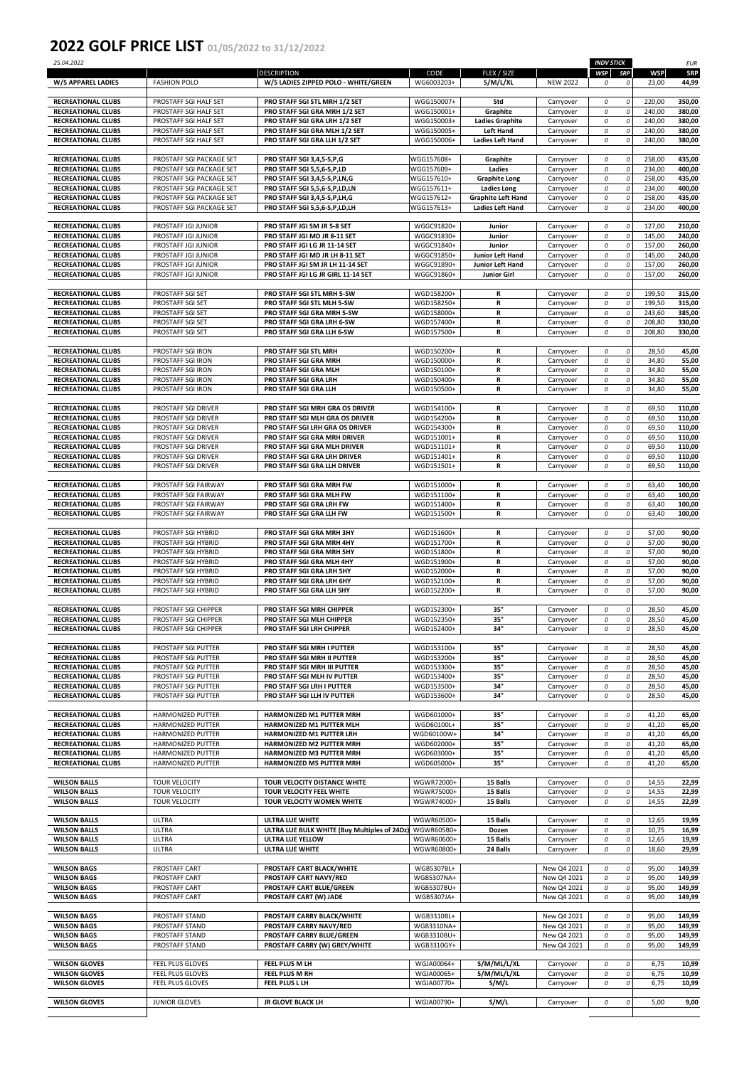# 2022 GOLF PRICE LIST 01/05/2022 to 31/12/2022

25.04.2022

| | | DESCRIPTION | CODE | FLEX / SIZE | | INDV STICK WSP | INDV STICK SRP | WSP | EUR SRP |
|---|---|---|---|---|---|---|---|---|---|
| W/S APPAREL LADIES | FASHION POLO | W/S LADIES ZIPPED POLO - WHITE/GREEN | WG6003203+ | S/M/L/XL | NEW 2022 | 0 | 0 | 23,00 | 44,99 |
| | | | | | | | | | |
| RECREATIONAL CLUBS | PROSTAFF SGI HALF SET | PRO STAFF SGI STL MRH 1/2 SET | WGG150007+ | Std | Carryover | 0 | 0 | 220,00 | 350,00 |
| RECREATIONAL CLUBS | PROSTAFF SGI HALF SET | PRO STAFF SGI GRA MRH 1/2 SET | WGG150001+ | Graphite | Carryover | 0 | 0 | 240,00 | 380,00 |
| RECREATIONAL CLUBS | PROSTAFF SGI HALF SET | PRO STAFF SGI GRA LRH 1/2 SET | WGG150003+ | Ladies Graphite | Carryover | 0 | 0 | 240,00 | 380,00 |
| RECREATIONAL CLUBS | PROSTAFF SGI HALF SET | PRO STAFF SGI GRA MLH 1/2 SET | WGG150005+ | Left Hand | Carryover | 0 | 0 | 240,00 | 380,00 |
| RECREATIONAL CLUBS | PROSTAFF SGI HALF SET | PRO STAFF SGI GRA LLH 1/2 SET | WGG150006+ | Ladies Left Hand | Carryover | 0 | 0 | 240,00 | 380,00 |
| | | | | | | | | | |
| RECREATIONAL CLUBS | PROSTAFF SGI PACKAGE SET | PRO STAFF SGI 3,4,5-S,P,G | WGG157608+ | Graphite | Carryover | 0 | 0 | 258,00 | 435,00 |
| RECREATIONAL CLUBS | PROSTAFF SGI PACKAGE SET | PRO STAFF SGI 5,5,6-S,P,LD | WGG157609+ | Ladies | Carryover | 0 | 0 | 234,00 | 400,00 |
| RECREATIONAL CLUBS | PROSTAFF SGI PACKAGE SET | PRO STAFF SGI 3,4,5-S,P,LN,G | WGG157610+ | Graphite Long | Carryover | 0 | 0 | 258,00 | 435,00 |
| RECREATIONAL CLUBS | PROSTAFF SGI PACKAGE SET | PRO STAFF SGI 5,5,6-S,P,LD,LN | WGG157611+ | Ladies Long | Carryover | 0 | 0 | 234,00 | 400,00 |
| RECREATIONAL CLUBS | PROSTAFF SGI PACKAGE SET | PRO STAFF SGI 3,4,5-S,P,LH,G | WGG157612+ | Graphite Left Hand | Carryover | 0 | 0 | 258,00 | 435,00 |
| RECREATIONAL CLUBS | PROSTAFF SGI PACKAGE SET | PRO STAFF SGI 5,5,6-S,P,LD,LH | WGG157613+ | Ladies Left Hand | Carryover | 0 | 0 | 234,00 | 400,00 |
| | | | | | | | | | |
| RECREATIONAL CLUBS | PROSTAFF JGI JUNIOR | PRO STAFF JGI SM JR 5-8 SET | WGGC91820+ | Junior | Carryover | 0 | 0 | 127,00 | 210,00 |
| RECREATIONAL CLUBS | PROSTAFF JGI JUNIOR | PRO STAFF JGI MD JR 8-11 SET | WGGC91830+ | Junior | Carryover | 0 | 0 | 145,00 | 240,00 |
| RECREATIONAL CLUBS | PROSTAFF JGI JUNIOR | PRO STAFF JGI LG JR 11-14 SET | WGGC91840+ | Junior | Carryover | 0 | 0 | 157,00 | 260,00 |
| RECREATIONAL CLUBS | PROSTAFF JGI JUNIOR | PRO STAFF JGI MD JR LH 8-11 SET | WGGC91850+ | Junior Left Hand | Carryover | 0 | 0 | 145,00 | 240,00 |
| RECREATIONAL CLUBS | PROSTAFF JGI JUNIOR | PRO STAFF JGI SM JR LH 11-14 SET | WGGC91890+ | Junior Left Hand | Carryover | 0 | 0 | 157,00 | 260,00 |
| RECREATIONAL CLUBS | PROSTAFF JGI JUNIOR | PRO STAFF JGI LG JR GIRL 11-14 SET | WGGC91860+ | Junior Girl | Carryover | 0 | 0 | 157,00 | 260,00 |
| | | | | | | | | | |
| RECREATIONAL CLUBS | PROSTAFF SGI SET | PRO STAFF SGI STL MRH 5-SW | WGD158200+ | R | Carryover | 0 | 0 | 199,50 | 315,00 |
| RECREATIONAL CLUBS | PROSTAFF SGI SET | PRO STAFF SGI STL MLH 5-SW | WGD158250+ | R | Carryover | 0 | 0 | 199,50 | 315,00 |
| RECREATIONAL CLUBS | PROSTAFF SGI SET | PRO STAFF SGI GRA MRH 5-SW | WGD158000+ | R | Carryover | 0 | 0 | 243,60 | 385,00 |
| RECREATIONAL CLUBS | PROSTAFF SGI SET | PRO STAFF SGI GRA LRH 6-SW | WGD157400+ | R | Carryover | 0 | 0 | 208,80 | 330,00 |
| RECREATIONAL CLUBS | PROSTAFF SGI SET | PRO STAFF SGI GRA LLH 6-SW | WGD157500+ | R | Carryover | 0 | 0 | 208,80 | 330,00 |
| | | | | | | | | | |
| RECREATIONAL CLUBS | PROSTAFF SGI IRON | PRO STAFF SGI STL MRH | WGD150200+ | R | Carryover | 0 | 0 | 28,50 | 45,00 |
| RECREATIONAL CLUBS | PROSTAFF SGI IRON | PRO STAFF SGI GRA MRH | WGD150000+ | R | Carryover | 0 | 0 | 34,80 | 55,00 |
| RECREATIONAL CLUBS | PROSTAFF SGI IRON | PRO STAFF SGI GRA MLH | WGD150100+ | R | Carryover | 0 | 0 | 34,80 | 55,00 |
| RECREATIONAL CLUBS | PROSTAFF SGI IRON | PRO STAFF SGI GRA LRH | WGD150400+ | R | Carryover | 0 | 0 | 34,80 | 55,00 |
| RECREATIONAL CLUBS | PROSTAFF SGI IRON | PRO STAFF SGI GRA LLH | WGD150500+ | R | Carryover | 0 | 0 | 34,80 | 55,00 |
| | | | | | | | | | |
| RECREATIONAL CLUBS | PROSTAFF SGI DRIVER | PRO STAFF SGI MRH GRA OS DRIVER | WGD154100+ | R | Carryover | 0 | 0 | 69,50 | 110,00 |
| RECREATIONAL CLUBS | PROSTAFF SGI DRIVER | PRO STAFF SGI MLH GRA OS DRIVER | WGD154200+ | R | Carryover | 0 | 0 | 69,50 | 110,00 |
| RECREATIONAL CLUBS | PROSTAFF SGI DRIVER | PRO STAFF SGI LRH GRA OS DRIVER | WGD154300+ | R | Carryover | 0 | 0 | 69,50 | 110,00 |
| RECREATIONAL CLUBS | PROSTAFF SGI DRIVER | PRO STAFF SGI GRA MRH DRIVER | WGD151001+ | R | Carryover | 0 | 0 | 69,50 | 110,00 |
| RECREATIONAL CLUBS | PROSTAFF SGI DRIVER | PRO STAFF SGI GRA MLH DRIVER | WGD151101+ | R | Carryover | 0 | 0 | 69,50 | 110,00 |
| RECREATIONAL CLUBS | PROSTAFF SGI DRIVER | PRO STAFF SGI GRA LRH DRIVER | WGD151401+ | R | Carryover | 0 | 0 | 69,50 | 110,00 |
| RECREATIONAL CLUBS | PROSTAFF SGI DRIVER | PRO STAFF SGI GRA LLH DRIVER | WGD151501+ | R | Carryover | 0 | 0 | 69,50 | 110,00 |
| | | | | | | | | | |
| RECREATIONAL CLUBS | PROSTAFF SGI FAIRWAY | PRO STAFF SGI GRA MRH FW | WGD151000+ | R | Carryover | 0 | 0 | 63,40 | 100,00 |
| RECREATIONAL CLUBS | PROSTAFF SGI FAIRWAY | PRO STAFF SGI GRA MLH FW | WGD151100+ | R | Carryover | 0 | 0 | 63,40 | 100,00 |
| RECREATIONAL CLUBS | PROSTAFF SGI FAIRWAY | PRO STAFF SGI GRA LRH FW | WGD151400+ | R | Carryover | 0 | 0 | 63,40 | 100,00 |
| RECREATIONAL CLUBS | PROSTAFF SGI FAIRWAY | PRO STAFF SGI GRA LLH FW | WGD151500+ | R | Carryover | 0 | 0 | 63,40 | 100,00 |
| | | | | | | | | | |
| RECREATIONAL CLUBS | PROSTAFF SGI HYBRID | PRO STAFF SGI GRA MRH 3HY | WGD151600+ | R | Carryover | 0 | 0 | 57,00 | 90,00 |
| RECREATIONAL CLUBS | PROSTAFF SGI HYBRID | PRO STAFF SGI GRA MRH 4HY | WGD151700+ | R | Carryover | 0 | 0 | 57,00 | 90,00 |
| RECREATIONAL CLUBS | PROSTAFF SGI HYBRID | PRO STAFF SGI GRA MRH 5HY | WGD151800+ | R | Carryover | 0 | 0 | 57,00 | 90,00 |
| RECREATIONAL CLUBS | PROSTAFF SGI HYBRID | PRO STAFF SGI GRA MLH 4HY | WGD151900+ | R | Carryover | 0 | 0 | 57,00 | 90,00 |
| RECREATIONAL CLUBS | PROSTAFF SGI HYBRID | PRO STAFF SGI GRA LRH 5HY | WGD152000+ | R | Carryover | 0 | 0 | 57,00 | 90,00 |
| RECREATIONAL CLUBS | PROSTAFF SGI HYBRID | PRO STAFF SGI GRA LRH 6HY | WGD152100+ | R | Carryover | 0 | 0 | 57,00 | 90,00 |
| RECREATIONAL CLUBS | PROSTAFF SGI HYBRID | PRO STAFF SGI GRA LLH 5HY | WGD152200+ | R | Carryover | 0 | 0 | 57,00 | 90,00 |
| | | | | | | | | | |
| RECREATIONAL CLUBS | PROSTAFF SGI CHIPPER | PRO STAFF SGI MRH CHIPPER | WGD152300+ | 35" | Carryover | 0 | 0 | 28,50 | 45,00 |
| RECREATIONAL CLUBS | PROSTAFF SGI CHIPPER | PRO STAFF SGI MLH CHIPPER | WGD152350+ | 35" | Carryover | 0 | 0 | 28,50 | 45,00 |
| RECREATIONAL CLUBS | PROSTAFF SGI CHIPPER | PRO STAFF SGI LRH CHIPPER | WGD152400+ | 34" | Carryover | 0 | 0 | 28,50 | 45,00 |
| | | | | | | | | | |
| RECREATIONAL CLUBS | PROSTAFF SGI PUTTER | PRO STAFF SGI MRH I PUTTER | WGD153100+ | 35" | Carryover | 0 | 0 | 28,50 | 45,00 |
| RECREATIONAL CLUBS | PROSTAFF SGI PUTTER | PRO STAFF SGI MRH II PUTTER | WGD153200+ | 35" | Carryover | 0 | 0 | 28,50 | 45,00 |
| RECREATIONAL CLUBS | PROSTAFF SGI PUTTER | PRO STAFF SGI MRH III PUTTER | WGD153300+ | 35" | Carryover | 0 | 0 | 28,50 | 45,00 |
| RECREATIONAL CLUBS | PROSTAFF SGI PUTTER | PRO STAFF SGI MLH IV PUTTER | WGD153400+ | 35" | Carryover | 0 | 0 | 28,50 | 45,00 |
| RECREATIONAL CLUBS | PROSTAFF SGI PUTTER | PRO STAFF SGI LRH I PUTTER | WGD153500+ | 34" | Carryover | 0 | 0 | 28,50 | 45,00 |
| RECREATIONAL CLUBS | PROSTAFF SGI PUTTER | PRO STAFF SGI LLH IV PUTTER | WGD153600+ | 34" | Carryover | 0 | 0 | 28,50 | 45,00 |
| | | | | | | | | | |
| RECREATIONAL CLUBS | HARMONIZED PUTTER | HARMONIZED M1 PUTTER MRH | WGD601000+ | 35" | Carryover | 0 | 0 | 41,20 | 65,00 |
| RECREATIONAL CLUBS | HARMONIZED PUTTER | HARMONIZED M1 PUTTER MLH | WGD60100L+ | 35" | Carryover | 0 | 0 | 41,20 | 65,00 |
| RECREATIONAL CLUBS | HARMONIZED PUTTER | HARMONIZED M1 PUTTER LRH | WGD60100W+ | 34" | Carryover | 0 | 0 | 41,20 | 65,00 |
| RECREATIONAL CLUBS | HARMONIZED PUTTER | HARMONIZED M2 PUTTER MRH | WGD602000+ | 35" | Carryover | 0 | 0 | 41,20 | 65,00 |
| RECREATIONAL CLUBS | HARMONIZED PUTTER | HARMONIZED M3 PUTTER MRH | WGD603000+ | 35" | Carryover | 0 | 0 | 41,20 | 65,00 |
| RECREATIONAL CLUBS | HARMONIZED PUTTER | HARMONIZED M5 PUTTER MRH | WGD605000+ | 35" | Carryover | 0 | 0 | 41,20 | 65,00 |
| | | | | | | | | | |
| WILSON BALLS | TOUR VELOCITY | TOUR VELOCITY DISTANCE WHITE | WGWR72000+ | 15 Balls | Carryover | 0 | 0 | 14,55 | 22,99 |
| WILSON BALLS | TOUR VELOCITY | TOUR VELOCITY FEEL WHITE | WGWR75000+ | 15 Balls | Carryover | 0 | 0 | 14,55 | 22,99 |
| WILSON BALLS | TOUR VELOCITY | TOUR VELOCITY WOMEN WHITE | WGWR74000+ | 15 Balls | Carryover | 0 | 0 | 14,55 | 22,99 |
| | | | | | | | | | |
| WILSON BALLS | ULTRA | ULTRA LUE WHITE | WGWR60500+ | 15 Balls | Carryover | 0 | 0 | 12,65 | 19,99 |
| WILSON BALLS | ULTRA | ULTRA LUE BULK WHITE (Buy Multiples of 24Dz) | WGWR605B0+ | Dozen | Carryover | 0 | 0 | 10,75 | 16,99 |
| WILSON BALLS | ULTRA | ULTRA LUE YELLOW | WGWR60600+ | 15 Balls | Carryover | 0 | 0 | 12,65 | 19,99 |
| WILSON BALLS | ULTRA | ULTRA LUE WHITE | WGWR60800+ | 24 Balls | Carryover | 0 | 0 | 18,60 | 29,99 |
| | | | | | | | | | |
| WILSON BAGS | PROSTAFF CART | PROSTAFF CART BLACK/WHITE | WGB5307BL+ | | New Q4 2021 | 0 | 0 | 95,00 | 149,99 |
| WILSON BAGS | PROSTAFF CART | PROSTAFF CART NAVY/RED | WGB5307NA+ | | New Q4 2021 | 0 | 0 | 95,00 | 149,99 |
| WILSON BAGS | PROSTAFF CART | PROSTAFF CART BLUE/GREEN | WGB5307BU+ | | New Q4 2021 | 0 | 0 | 95,00 | 149,99 |
| WILSON BAGS | PROSTAFF CART | PROSTAFF CART (W) JADE | WGB5307JA+ | | New Q4 2021 | 0 | 0 | 95,00 | 149,99 |
| | | | | | | | | | |
| WILSON BAGS | PROSTAFF STAND | PROSTAFF CARRY BLACK/WHITE | WGB3310BL+ | | New Q4 2021 | 0 | 0 | 95,00 | 149,99 |
| WILSON BAGS | PROSTAFF STAND | PROSTAFF CARRY NAVY/RED | WGB3310NA+ | | New Q4 2021 | 0 | 0 | 95,00 | 149,99 |
| WILSON BAGS | PROSTAFF STAND | PROSTAFF CARRY BLUE/GREEN | WGB3310BU+ | | New Q4 2021 | 0 | 0 | 95,00 | 149,99 |
| WILSON BAGS | PROSTAFF STAND | PROSTAFF CARRY (W) GREY/WHITE | WGB3310GY+ | | New Q4 2021 | 0 | 0 | 95,00 | 149,99 |
| | | | | | | | | | |
| WILSON GLOVES | FEEL PLUS GLOVES | FEEL PLUS M LH | WGJA00064+ | S/M/ML/L/XL | Carryover | 0 | 0 | 6,75 | 10,99 |
| WILSON GLOVES | FEEL PLUS GLOVES | FEEL PLUS M RH | WGJA00065+ | S/M/ML/L/XL | Carryover | 0 | 0 | 6,75 | 10,99 |
| WILSON GLOVES | FEEL PLUS GLOVES | FEEL PLUS L LH | WGJA00770+ | S/M/L | Carryover | 0 | 0 | 6,75 | 10,99 |
| | | | | | | | | | |
| WILSON GLOVES | JUNIOR GLOVES | JR GLOVE BLACK LH | WGJA00790+ | S/M/L | Carryover | 0 | 0 | 5,00 | 9,00 |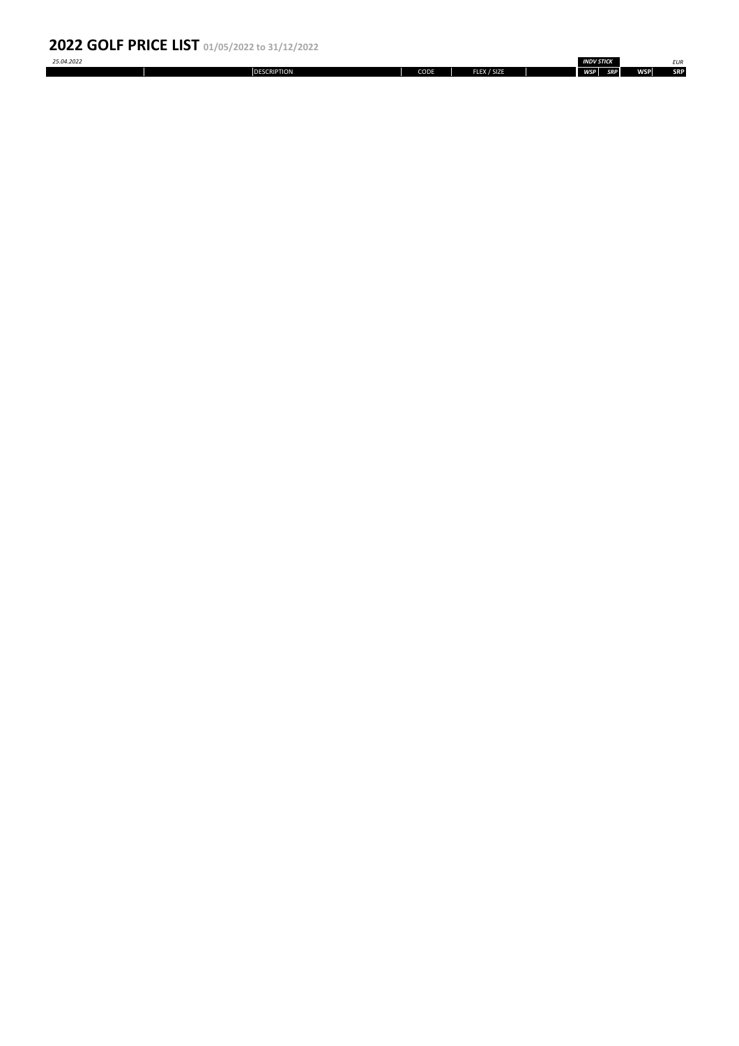# 2022 GOLF PRICE LIST 01/05/2022 to 31/12/2022

*25.04.2022*

| | DESCRIPTION | CODE | FLEX / SIZE | | *INDV STICK* | | | *EUR* |
|---|---|---|---|---|---|---|---|---|
| | | | | | *WSP* | *SRP* | WSP | SRP |